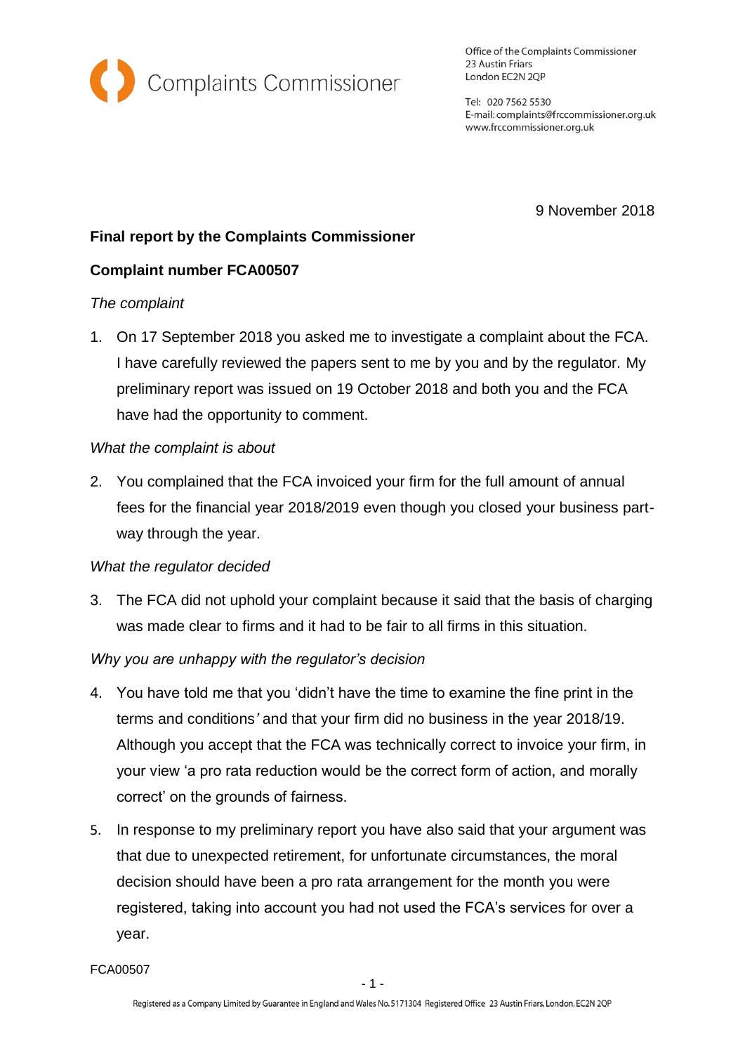Complaints Commissioner

Office of the Complaints Commissioner
23 Austin Friars
London EC2N 2QP

Tel: 020 7562 5530
E-mail: complaints@frccommissioner.org.uk
www.frccommissioner.org.uk

9 November 2018

**Final report by the Complaints Commissioner**

**Complaint number FCA00507**

*The complaint*

1. On 17 September 2018 you asked me to investigate a complaint about the FCA. I have carefully reviewed the papers sent to me by you and by the regulator. My preliminary report was issued on 19 October 2018 and both you and the FCA have had the opportunity to comment.

*What the complaint is about*

2. You complained that the FCA invoiced your firm for the full amount of annual fees for the financial year 2018/2019 even though you closed your business part-way through the year.

*What the regulator decided*

3. The FCA did not uphold your complaint because it said that the basis of charging was made clear to firms and it had to be fair to all firms in this situation.

*Why you are unhappy with the regulator's decision*

4. You have told me that you 'didn't have the time to examine the fine print in the terms and conditions*'* and that your firm did no business in the year 2018/19. Although you accept that the FCA was technically correct to invoice your firm, in your view 'a pro rata reduction would be the correct form of action, and morally correct' on the grounds of fairness.

5. In response to my preliminary report you have also said that your argument was that due to unexpected retirement, for unfortunate circumstances, the moral decision should have been a pro rata arrangement for the month you were registered, taking into account you had not used the FCA's services for over a year.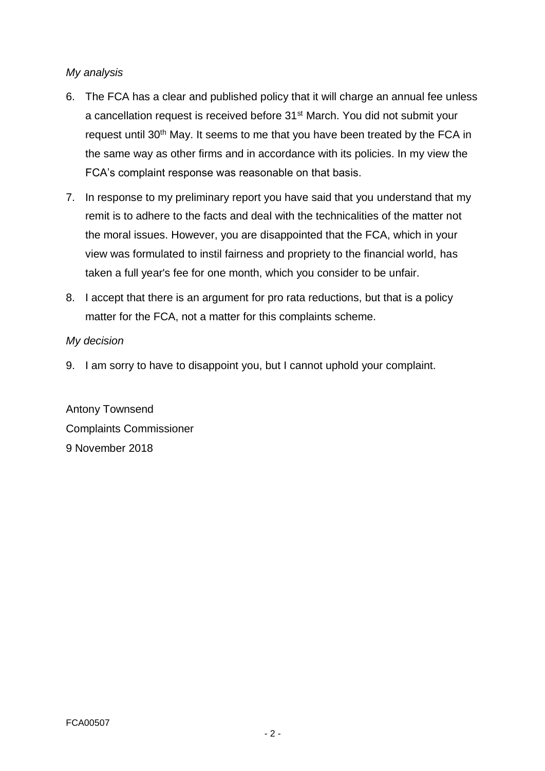*My analysis*

6. The FCA has a clear and published policy that it will charge an annual fee unless a cancellation request is received before 31st March. You did not submit your request until 30th May. It seems to me that you have been treated by the FCA in the same way as other firms and in accordance with its policies. In my view the FCA's complaint response was reasonable on that basis.
7. In response to my preliminary report you have said that you understand that my remit is to adhere to the facts and deal with the technicalities of the matter not the moral issues. However, you are disappointed that the FCA, which in your view was formulated to instil fairness and propriety to the financial world, has taken a full year's fee for one month, which you consider to be unfair.
8. I accept that there is an argument for pro rata reductions, but that is a policy matter for the FCA, not a matter for this complaints scheme.

*My decision*

9. I am sorry to have to disappoint you, but I cannot uphold your complaint.

Antony Townsend
Complaints Commissioner
9 November 2018

FCA00507